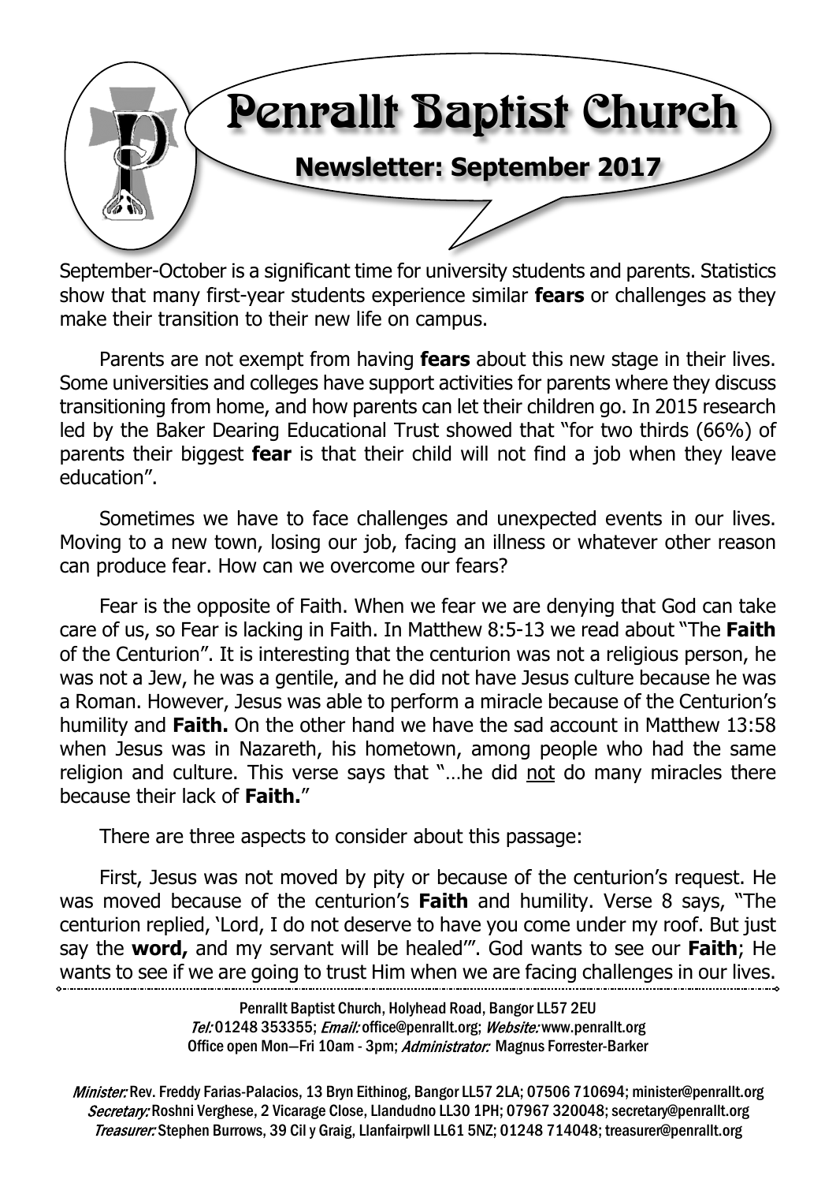# Penrallt Baptist Church

## Newsletter: September 2017

September-October is a significant time for university students and parents. Statistics show that many first-year students experience similar **fears** or challenges as they make their transition to their new life on campus.

Parents are not exempt from having **fears** about this new stage in their lives. Some universities and colleges have support activities for parents where they discuss transitioning from home, and how parents can let their children go. In 2015 research led by the Baker Dearing Educational Trust showed that "for two thirds (66%) of parents their biggest **fear** is that their child will not find a job when they leave education".

Sometimes we have to face challenges and unexpected events in our lives. Moving to a new town, losing our job, facing an illness or whatever other reason can produce fear. How can we overcome our fears?

Fear is the opposite of Faith. When we fear we are denying that God can take care of us, so Fear is lacking in Faith. In Matthew 8:5-13 we read about "The **Faith** of the Centurion". It is interesting that the centurion was not a religious person, he was not a Jew, he was a gentile, and he did not have Jesus culture because he was a Roman. However, Jesus was able to perform a miracle because of the Centurion's humility and **Faith.** On the other hand we have the sad account in Matthew 13:58 when Jesus was in Nazareth, his hometown, among people who had the same religion and culture. This verse says that "…he did <u>not</u> do many miracles there because their lack of **Faith.**"

There are three aspects to consider about this passage:

First, Jesus was not moved by pity or because of the centurion's request. He was moved because of the centurion's **Faith** and humility. Verse 8 says, "The centurion replied, 'Lord, I do not deserve to have you come under my roof. But just say the **word,** and my servant will be healed'". God wants to see our **Faith**; He wants to see if we are going to trust Him when we are facing challenges in our lives.

---

Penrallt Baptist Church, Holyhead Road, Bangor LL57 2EU
*Tel:* 01248 353355; *Email:* office@penrallt.org; *Website:* www.penrallt.org
Office open Mon—Fri 10am - 3pm; *Administrator:* Magnus Forrester-Barker

*Minister:* Rev. Freddy Farias-Palacios, 13 Bryn Eithinog, Bangor LL57 2LA; 07506 710694; minister@penrallt.org
*Secretary:* Roshni Verghese, 2 Vicarage Close, Llandudno LL30 1PH; 07967 320048; secretary@penrallt.org
*Treasurer:* Stephen Burrows, 39 Cil y Graig, Llanfairpwll LL61 5NZ; 01248 714048; treasurer@penrallt.org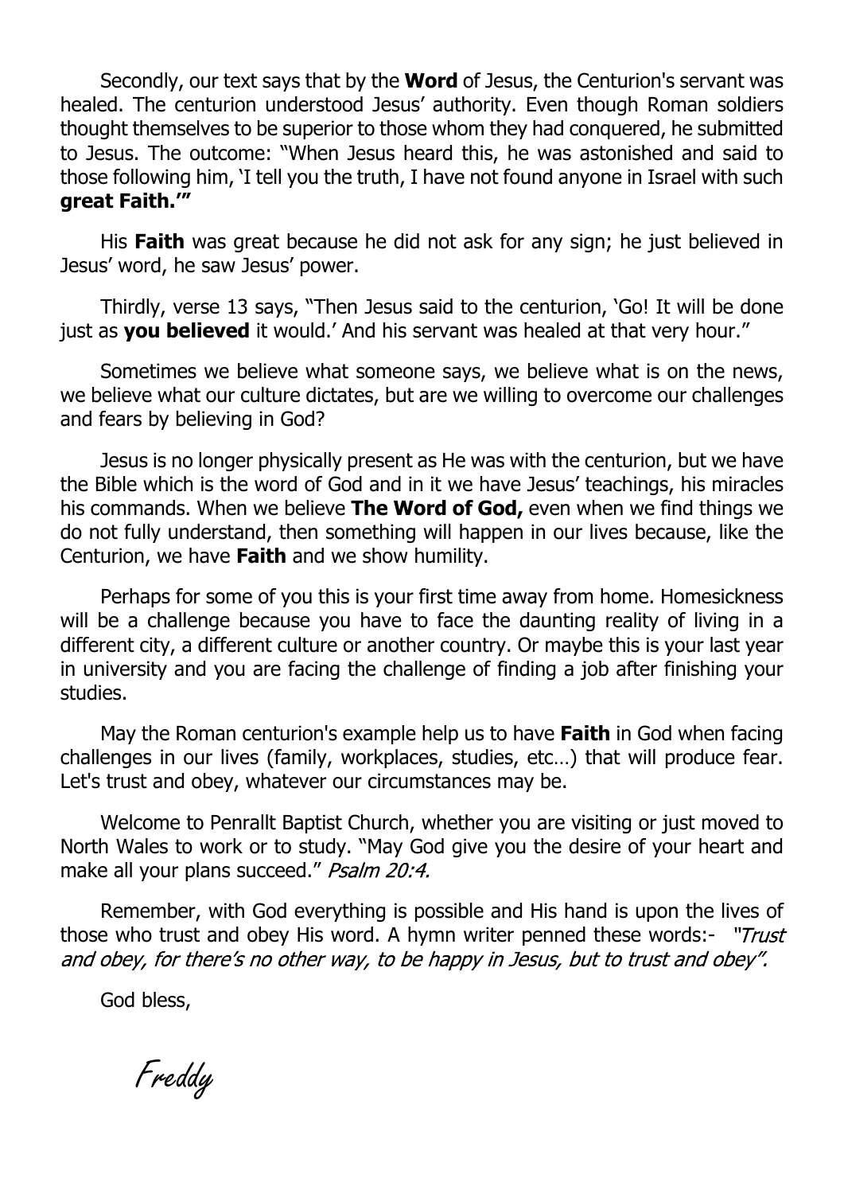Secondly, our text says that by the **Word** of Jesus, the Centurion's servant was healed. The centurion understood Jesus' authority. Even though Roman soldiers thought themselves to be superior to those whom they had conquered, he submitted to Jesus. The outcome: "When Jesus heard this, he was astonished and said to those following him, 'I tell you the truth, I have not found anyone in Israel with such **great Faith.'"**

His **Faith** was great because he did not ask for any sign; he just believed in Jesus' word, he saw Jesus' power.

Thirdly, verse 13 says, "Then Jesus said to the centurion, 'Go! It will be done just as **you believed** it would.' And his servant was healed at that very hour."

Sometimes we believe what someone says, we believe what is on the news, we believe what our culture dictates, but are we willing to overcome our challenges and fears by believing in God?

Jesus is no longer physically present as He was with the centurion, but we have the Bible which is the word of God and in it we have Jesus' teachings, his miracles his commands. When we believe **The Word of God,** even when we find things we do not fully understand, then something will happen in our lives because, like the Centurion, we have **Faith** and we show humility.

Perhaps for some of you this is your first time away from home. Homesickness will be a challenge because you have to face the daunting reality of living in a different city, a different culture or another country. Or maybe this is your last year in university and you are facing the challenge of finding a job after finishing your studies.

May the Roman centurion's example help us to have **Faith** in God when facing challenges in our lives (family, workplaces, studies, etc…) that will produce fear. Let's trust and obey, whatever our circumstances may be.

Welcome to Penrallt Baptist Church, whether you are visiting or just moved to North Wales to work or to study. "May God give you the desire of your heart and make all your plans succeed." *Psalm 20:4.*

Remember, with God everything is possible and His hand is upon the lives of those who trust and obey His word. A hymn writer penned these words:- *"Trust and obey, for there's no other way, to be happy in Jesus, but to trust and obey".*

God bless,

*Freddy*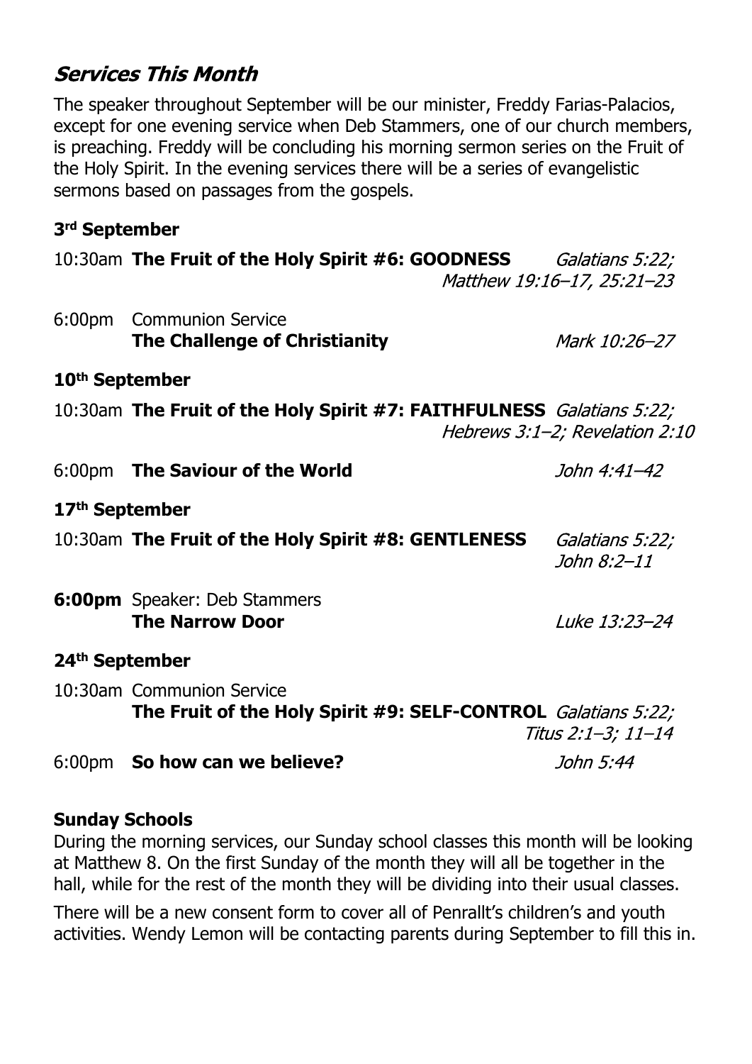## *Services This Month*

The speaker throughout September will be our minister, Freddy Farias-Palacios, except for one evening service when Deb Stammers, one of our church members, is preaching. Freddy will be concluding his morning sermon series on the Fruit of the Holy Spirit. In the evening services there will be a series of evangelistic sermons based on passages from the gospels.

### 3rd September

10:30am **The Fruit of the Holy Spirit #6: GOODNESS** *Galatians 5:22; Matthew 19:16–17, 25:21–23*

6:00pm Communion Service
**The Challenge of Christianity** *Mark 10:26–27*

### 10th September

10:30am **The Fruit of the Holy Spirit #7: FAITHFULNESS** *Galatians 5:22; Hebrews 3:1–2; Revelation 2:10*

6:00pm **The Saviour of the World** *John 4:41–42*

### 17th September

10:30am **The Fruit of the Holy Spirit #8: GENTLENESS** *Galatians 5:22; John 8:2–11*

**6:00pm** Speaker: Deb Stammers
**The Narrow Door** *Luke 13:23–24*

### 24th September

10:30am Communion Service
**The Fruit of the Holy Spirit #9: SELF-CONTROL** *Galatians 5:22; Titus 2:1–3; 11–14*

6:00pm **So how can we believe?** *John 5:44*

### Sunday Schools

During the morning services, our Sunday school classes this month will be looking at Matthew 8. On the first Sunday of the month they will all be together in the hall, while for the rest of the month they will be dividing into their usual classes.

There will be a new consent form to cover all of Penrallt's children's and youth activities. Wendy Lemon will be contacting parents during September to fill this in.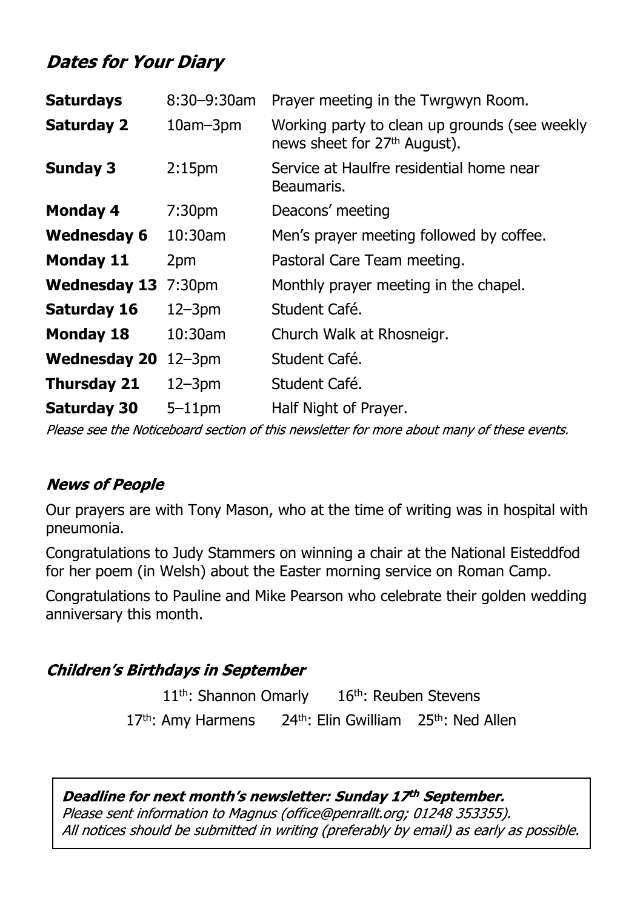## *Dates for Your Diary*

| | | |
|---|---|---|
| **Saturdays** | 8:30–9:30am | Prayer meeting in the Twrgwyn Room. |
| **Saturday 2** | 10am–3pm | Working party to clean up grounds (see weekly news sheet for 27th August). |
| **Sunday 3** | 2:15pm | Service at Haulfre residential home near Beaumaris. |
| **Monday 4** | 7:30pm | Deacons' meeting |
| **Wednesday 6** | 10:30am | Men's prayer meeting followed by coffee. |
| **Monday 11** | 2pm | Pastoral Care Team meeting. |
| **Wednesday 13** | 7:30pm | Monthly prayer meeting in the chapel. |
| **Saturday 16** | 12–3pm | Student Café. |
| **Monday 18** | 10:30am | Church Walk at Rhosneigr. |
| **Wednesday 20** | 12–3pm | Student Café. |
| **Thursday 21** | 12–3pm | Student Café. |
| **Saturday 30** | 5–11pm | Half Night of Prayer. |

*Please see the Noticeboard section of this newsletter for more about many of these events.*

## *News of People*

Our prayers are with Tony Mason, who at the time of writing was in hospital with pneumonia.

Congratulations to Judy Stammers on winning a chair at the National Eisteddfod for her poem (in Welsh) about the Easter morning service on Roman Camp.

Congratulations to Pauline and Mike Pearson who celebrate their golden wedding anniversary this month.

## *Children's Birthdays in September*

11th: Shannon Omarly    16th: Reuben Stevens

17th: Amy Harmens    24th: Elin Gwilliam    25th: Ned Allen

***Deadline for next month's newsletter: Sunday 17th September.***
*Please sent information to Magnus (office@penrallt.org; 01248 353355).*
*All notices should be submitted in writing (preferably by email) as early as possible.*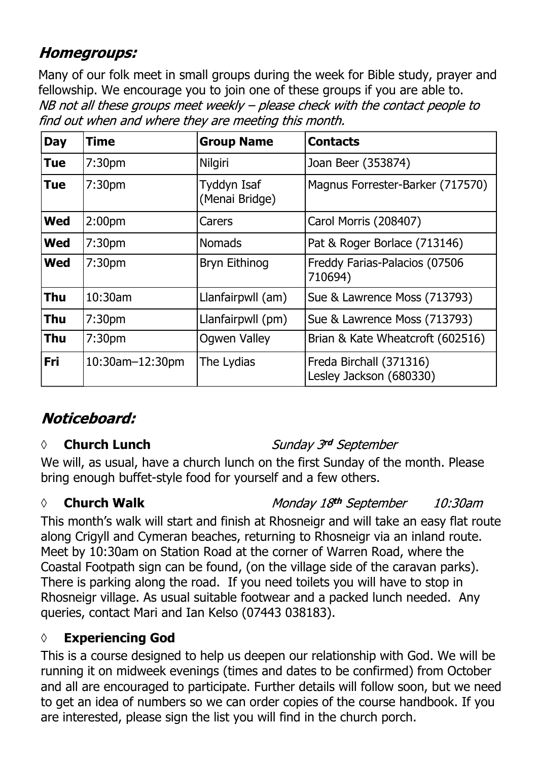## *Homegroups:*

Many of our folk meet in small groups during the week for Bible study, prayer and fellowship. We encourage you to join one of these groups if you are able to. *NB not all these groups meet weekly – please check with the contact people to find out when and where they are meeting this month.*

| Day | Time | Group Name | Contacts |
|---|---|---|---|
| **Tue** | 7:30pm | Nilgiri | Joan Beer (353874) |
| **Tue** | 7:30pm | Tyddyn Isaf (Menai Bridge) | Magnus Forrester-Barker (717570) |
| **Wed** | 2:00pm | Carers | Carol Morris (208407) |
| **Wed** | 7:30pm | Nomads | Pat & Roger Borlace (713146) |
| **Wed** | 7:30pm | Bryn Eithinog | Freddy Farias-Palacios (07506 710694) |
| **Thu** | 10:30am | Llanfairpwll (am) | Sue & Lawrence Moss (713793) |
| **Thu** | 7:30pm | Llanfairpwll (pm) | Sue & Lawrence Moss (713793) |
| **Thu** | 7:30pm | Ogwen Valley | Brian & Kate Wheatcroft (602516) |
| **Fri** | 10:30am–12:30pm | The Lydias | Freda Birchall (371316) Lesley Jackson (680330) |

## *Noticeboard:*

◊ **Church Lunch** *Sunday 3rd September*

We will, as usual, have a church lunch on the first Sunday of the month. Please bring enough buffet-style food for yourself and a few others.

◊ **Church Walk** *Monday 18th September 10:30am*

This month's walk will start and finish at Rhosneigr and will take an easy flat route along Crigyll and Cymeran beaches, returning to Rhosneigr via an inland route. Meet by 10:30am on Station Road at the corner of Warren Road, where the Coastal Footpath sign can be found, (on the village side of the caravan parks). There is parking along the road. If you need toilets you will have to stop in Rhosneigr village. As usual suitable footwear and a packed lunch needed. Any queries, contact Mari and Ian Kelso (07443 038183).

◊ **Experiencing God**

This is a course designed to help us deepen our relationship with God. We will be running it on midweek evenings (times and dates to be confirmed) from October and all are encouraged to participate. Further details will follow soon, but we need to get an idea of numbers so we can order copies of the course handbook. If you are interested, please sign the list you will find in the church porch.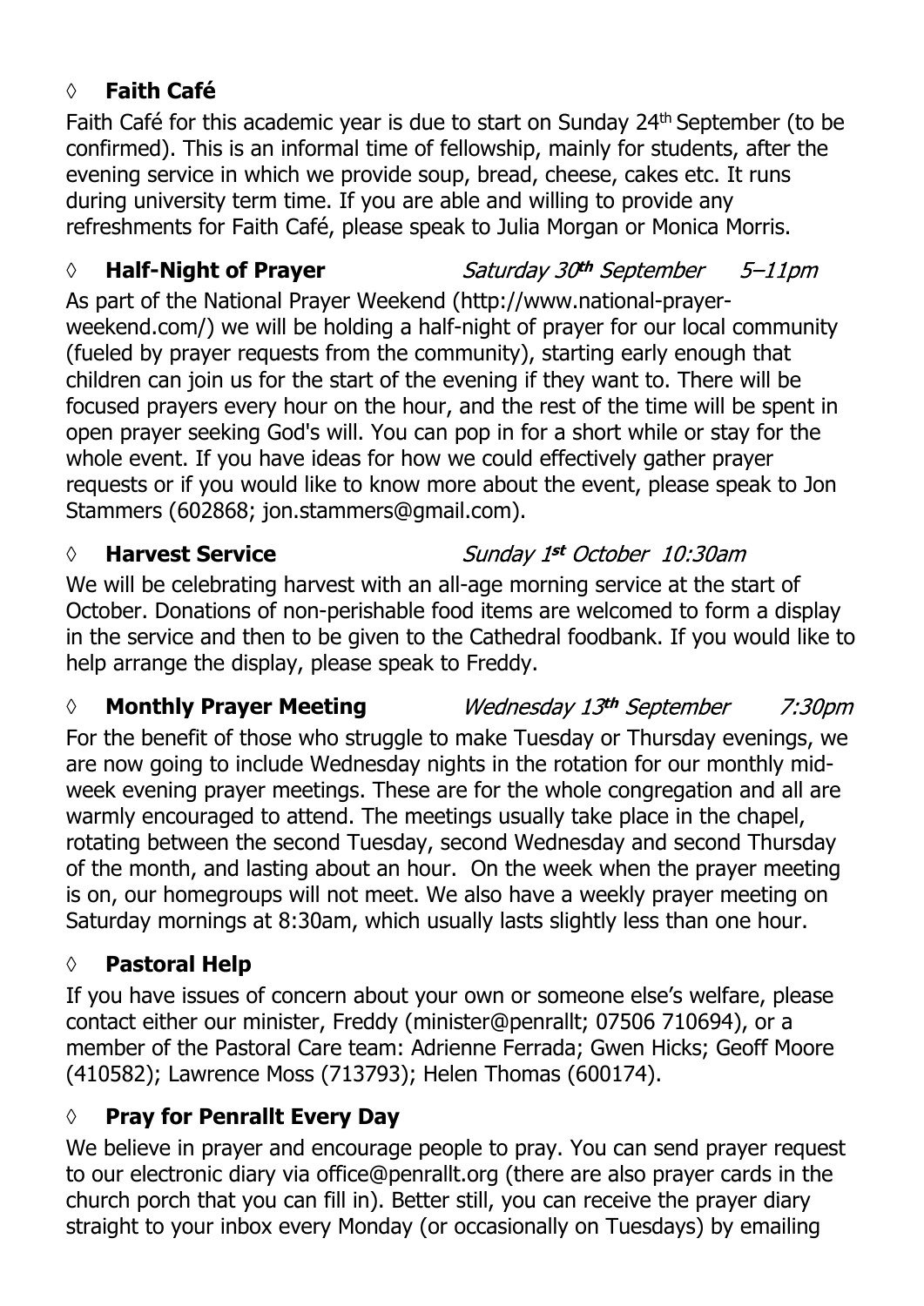## ◊ **Faith Café**

Faith Café for this academic year is due to start on Sunday 24th September (to be confirmed). This is an informal time of fellowship, mainly for students, after the evening service in which we provide soup, bread, cheese, cakes etc. It runs during university term time. If you are able and willing to provide any refreshments for Faith Café, please speak to Julia Morgan or Monica Morris.

## ◊ **Half-Night of Prayer** *Saturday 30th September 5–11pm*

As part of the National Prayer Weekend (http://www.national-prayer-weekend.com/) we will be holding a half-night of prayer for our local community (fueled by prayer requests from the community), starting early enough that children can join us for the start of the evening if they want to. There will be focused prayers every hour on the hour, and the rest of the time will be spent in open prayer seeking God's will. You can pop in for a short while or stay for the whole event. If you have ideas for how we could effectively gather prayer requests or if you would like to know more about the event, please speak to Jon Stammers (602868; jon.stammers@gmail.com).

## ◊ **Harvest Service** *Sunday 1st October 10:30am*

We will be celebrating harvest with an all-age morning service at the start of October. Donations of non-perishable food items are welcomed to form a display in the service and then to be given to the Cathedral foodbank. If you would like to help arrange the display, please speak to Freddy.

## ◊ **Monthly Prayer Meeting** *Wednesday 13th September 7:30pm*

For the benefit of those who struggle to make Tuesday or Thursday evenings, we are now going to include Wednesday nights in the rotation for our monthly mid-week evening prayer meetings. These are for the whole congregation and all are warmly encouraged to attend. The meetings usually take place in the chapel, rotating between the second Tuesday, second Wednesday and second Thursday of the month, and lasting about an hour. On the week when the prayer meeting is on, our homegroups will not meet. We also have a weekly prayer meeting on Saturday mornings at 8:30am, which usually lasts slightly less than one hour.

## ◊ **Pastoral Help**

If you have issues of concern about your own or someone else's welfare, please contact either our minister, Freddy (minister@penrallt; 07506 710694), or a member of the Pastoral Care team: Adrienne Ferrada; Gwen Hicks; Geoff Moore (410582); Lawrence Moss (713793); Helen Thomas (600174).

## ◊ **Pray for Penrallt Every Day**

We believe in prayer and encourage people to pray. You can send prayer request to our electronic diary via office@penrallt.org (there are also prayer cards in the church porch that you can fill in). Better still, you can receive the prayer diary straight to your inbox every Monday (or occasionally on Tuesdays) by emailing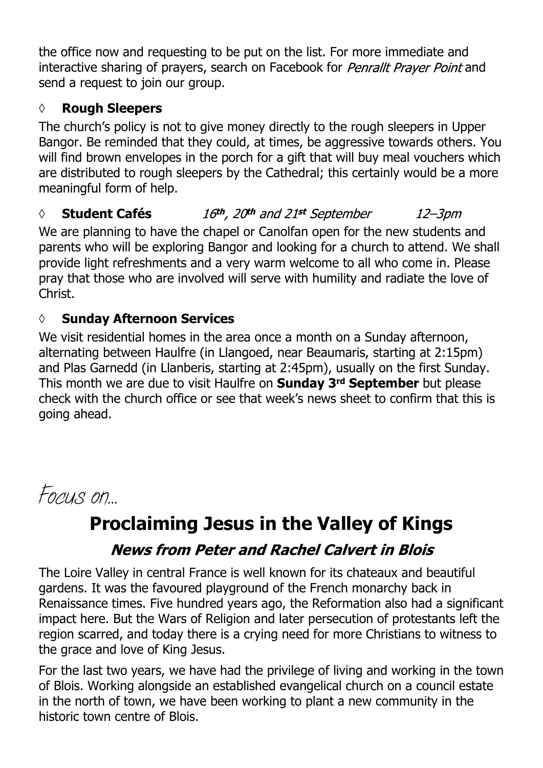the office now and requesting to be put on the list. For more immediate and interactive sharing of prayers, search on Facebook for *Penrallt Prayer Point* and send a request to join our group.

◊ **Rough Sleepers**

The church's policy is not to give money directly to the rough sleepers in Upper Bangor. Be reminded that they could, at times, be aggressive towards others. You will find brown envelopes in the porch for a gift that will buy meal vouchers which are distributed to rough sleepers by the Cathedral; this certainly would be a more meaningful form of help.

◊ **Student Cafés** *16th, 20th and 21st September* *12–3pm*

We are planning to have the chapel or Canolfan open for the new students and parents who will be exploring Bangor and looking for a church to attend. We shall provide light refreshments and a very warm welcome to all who come in. Please pray that those who are involved will serve with humility and radiate the love of Christ.

◊ **Sunday Afternoon Services**

We visit residential homes in the area once a month on a Sunday afternoon, alternating between Haulfre (in Llangoed, near Beaumaris, starting at 2:15pm) and Plas Garnedd (in Llanberis, starting at 2:45pm), usually on the first Sunday. This month we are due to visit Haulfre on **Sunday 3rd September** but please check with the church office or see that week's news sheet to confirm that this is going ahead.

*Focus on…*

# Proclaiming Jesus in the Valley of Kings

## *News from Peter and Rachel Calvert in Blois*

The Loire Valley in central France is well known for its chateaux and beautiful gardens. It was the favoured playground of the French monarchy back in Renaissance times. Five hundred years ago, the Reformation also had a significant impact here. But the Wars of Religion and later persecution of protestants left the region scarred, and today there is a crying need for more Christians to witness to the grace and love of King Jesus.

For the last two years, we have had the privilege of living and working in the town of Blois. Working alongside an established evangelical church on a council estate in the north of town, we have been working to plant a new community in the historic town centre of Blois.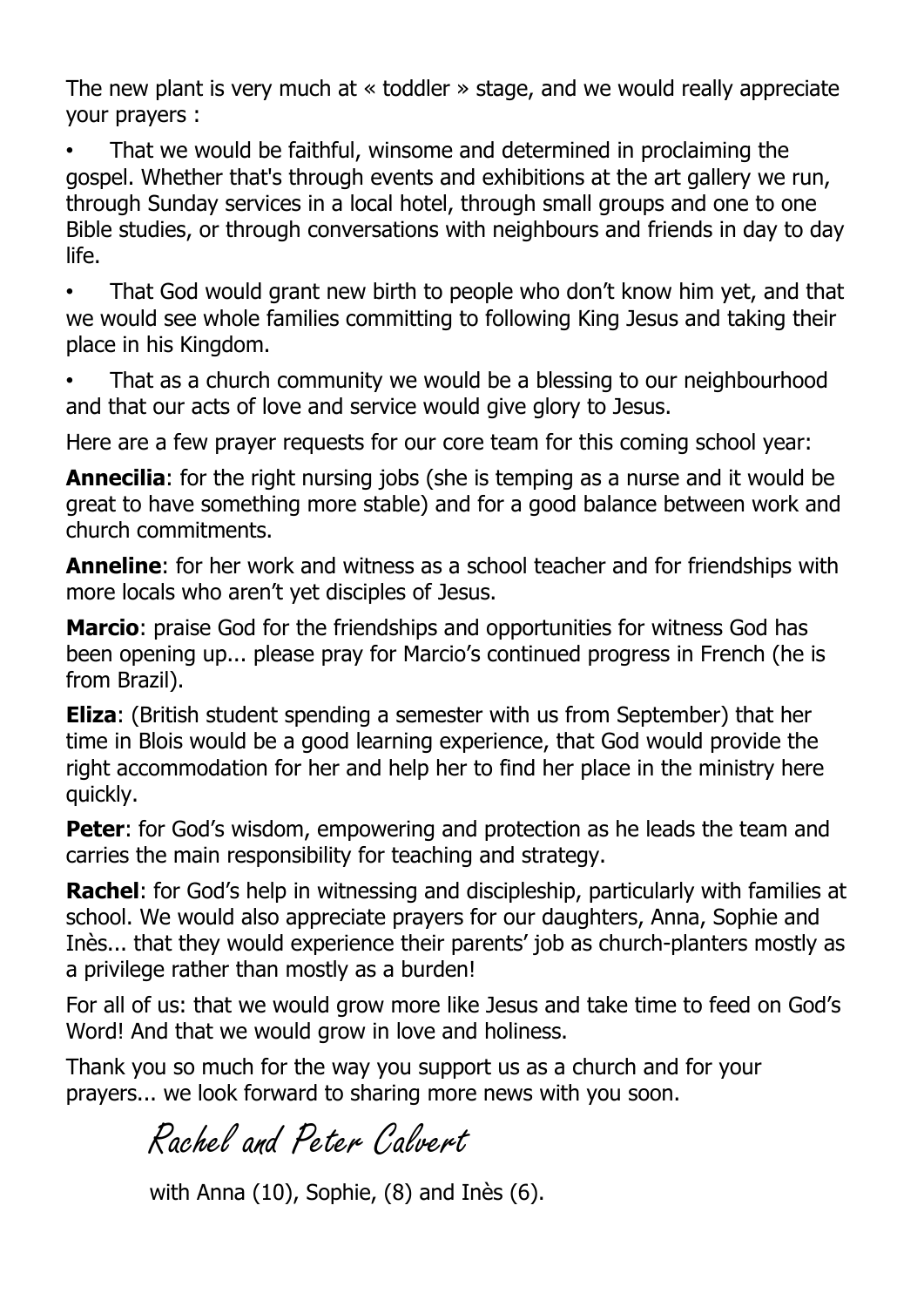The new plant is very much at « toddler » stage, and we would really appreciate your prayers :

- That we would be faithful, winsome and determined in proclaiming the gospel. Whether that's through events and exhibitions at the art gallery we run, through Sunday services in a local hotel, through small groups and one to one Bible studies, or through conversations with neighbours and friends in day to day life.
- That God would grant new birth to people who don't know him yet, and that we would see whole families committing to following King Jesus and taking their place in his Kingdom.
- That as a church community we would be a blessing to our neighbourhood and that our acts of love and service would give glory to Jesus.

Here are a few prayer requests for our core team for this coming school year:

**Annecilia**: for the right nursing jobs (she is temping as a nurse and it would be great to have something more stable) and for a good balance between work and church commitments.

**Anneline**: for her work and witness as a school teacher and for friendships with more locals who aren't yet disciples of Jesus.

**Marcio**: praise God for the friendships and opportunities for witness God has been opening up... please pray for Marcio's continued progress in French (he is from Brazil).

**Eliza**: (British student spending a semester with us from September) that her time in Blois would be a good learning experience, that God would provide the right accommodation for her and help her to find her place in the ministry here quickly.

**Peter**: for God's wisdom, empowering and protection as he leads the team and carries the main responsibility for teaching and strategy.

**Rachel**: for God's help in witnessing and discipleship, particularly with families at school. We would also appreciate prayers for our daughters, Anna, Sophie and Inès... that they would experience their parents' job as church-planters mostly as a privilege rather than mostly as a burden!

For all of us: that we would grow more like Jesus and take time to feed on God's Word! And that we would grow in love and holiness.

Thank you so much for the way you support us as a church and for your prayers... we look forward to sharing more news with you soon.

*Rachel and Peter Calvert*

with Anna (10), Sophie, (8) and Inès (6).